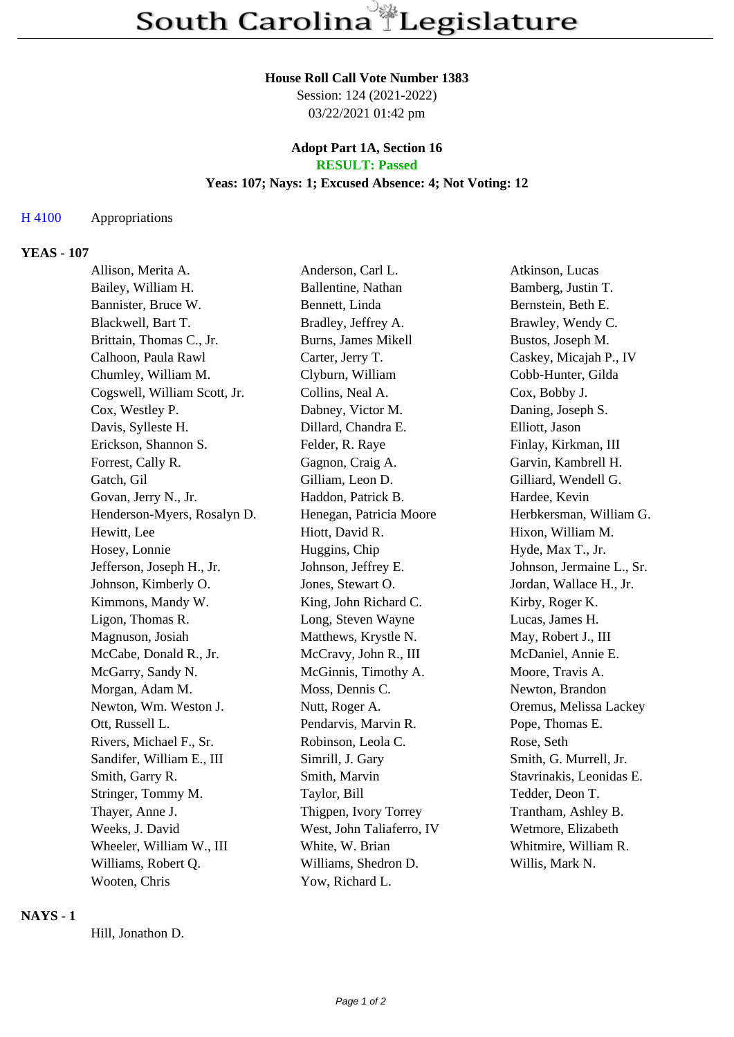# South Carolina Legislature

**House Roll Call Vote Number 1383**
Session: 124 (2021-2022)
03/22/2021 01:42 pm

**Adopt Part 1A, Section 16**
**RESULT: Passed**
**Yeas: 107; Nays: 1; Excused Absence: 4; Not Voting: 12**

H 4100 Appropriations

## YEAS - 107

| | | |
|---|---|---|
| Allison, Merita A. | Anderson, Carl L. | Atkinson, Lucas |
| Bailey, William H. | Ballentine, Nathan | Bamberg, Justin T. |
| Bannister, Bruce W. | Bennett, Linda | Bernstein, Beth E. |
| Blackwell, Bart T. | Bradley, Jeffrey A. | Brawley, Wendy C. |
| Brittain, Thomas C., Jr. | Burns, James Mikell | Bustos, Joseph M. |
| Calhoon, Paula Rawl | Carter, Jerry T. | Caskey, Micajah P., IV |
| Chumley, William M. | Clyburn, William | Cobb-Hunter, Gilda |
| Cogswell, William Scott, Jr. | Collins, Neal A. | Cox, Bobby J. |
| Cox, Westley P. | Dabney, Victor M. | Daning, Joseph S. |
| Davis, Sylleste H. | Dillard, Chandra E. | Elliott, Jason |
| Erickson, Shannon S. | Felder, R. Raye | Finlay, Kirkman, III |
| Forrest, Cally R. | Gagnon, Craig A. | Garvin, Kambrell H. |
| Gatch, Gil | Gilliam, Leon D. | Gilliard, Wendell G. |
| Govan, Jerry N., Jr. | Haddon, Patrick B. | Hardee, Kevin |
| Henderson-Myers, Rosalyn D. | Henegan, Patricia Moore | Herbkersman, William G. |
| Hewitt, Lee | Hiott, David R. | Hixon, William M. |
| Hosey, Lonnie | Huggins, Chip | Hyde, Max T., Jr. |
| Jefferson, Joseph H., Jr. | Johnson, Jeffrey E. | Johnson, Jermaine L., Sr. |
| Johnson, Kimberly O. | Jones, Stewart O. | Jordan, Wallace H., Jr. |
| Kimmons, Mandy W. | King, John Richard C. | Kirby, Roger K. |
| Ligon, Thomas R. | Long, Steven Wayne | Lucas, James H. |
| Magnuson, Josiah | Matthews, Krystle N. | May, Robert J., III |
| McCabe, Donald R., Jr. | McCravy, John R., III | McDaniel, Annie E. |
| McGarry, Sandy N. | McGinnis, Timothy A. | Moore, Travis A. |
| Morgan, Adam M. | Moss, Dennis C. | Newton, Brandon |
| Newton, Wm. Weston J. | Nutt, Roger A. | Oremus, Melissa Lackey |
| Ott, Russell L. | Pendarvis, Marvin R. | Pope, Thomas E. |
| Rivers, Michael F., Sr. | Robinson, Leola C. | Rose, Seth |
| Sandifer, William E., III | Simrill, J. Gary | Smith, G. Murrell, Jr. |
| Smith, Garry R. | Smith, Marvin | Stavrinakis, Leonidas E. |
| Stringer, Tommy M. | Taylor, Bill | Tedder, Deon T. |
| Thayer, Anne J. | Thigpen, Ivory Torrey | Trantham, Ashley B. |
| Weeks, J. David | West, John Taliaferro, IV | Wetmore, Elizabeth |
| Wheeler, William W., III | White, W. Brian | Whitmire, William R. |
| Williams, Robert Q. | Williams, Shedron D. | Willis, Mark N. |
| Wooten, Chris | Yow, Richard L. | |

## NAYS - 1

Hill, Jonathon D.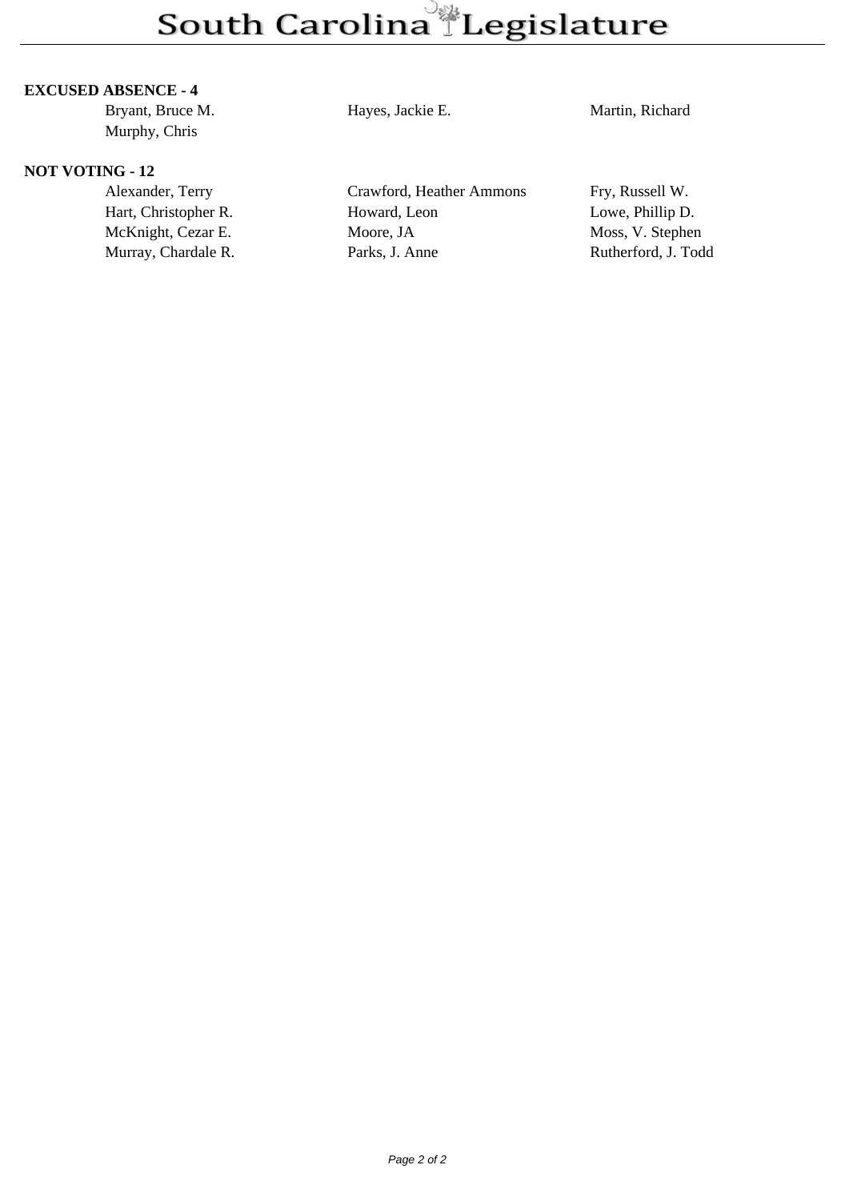**EXCUSED ABSENCE - 4**

| | | |
|---|---|---|
| Bryant, Bruce M. | Hayes, Jackie E. | Martin, Richard |
| Murphy, Chris | | |

**NOT VOTING - 12**

| | | |
|---|---|---|
| Alexander, Terry | Crawford, Heather Ammons | Fry, Russell W. |
| Hart, Christopher R. | Howard, Leon | Lowe, Phillip D. |
| McKnight, Cezar E. | Moore, JA | Moss, V. Stephen |
| Murray, Chardale R. | Parks, J. Anne | Rutherford, J. Todd |